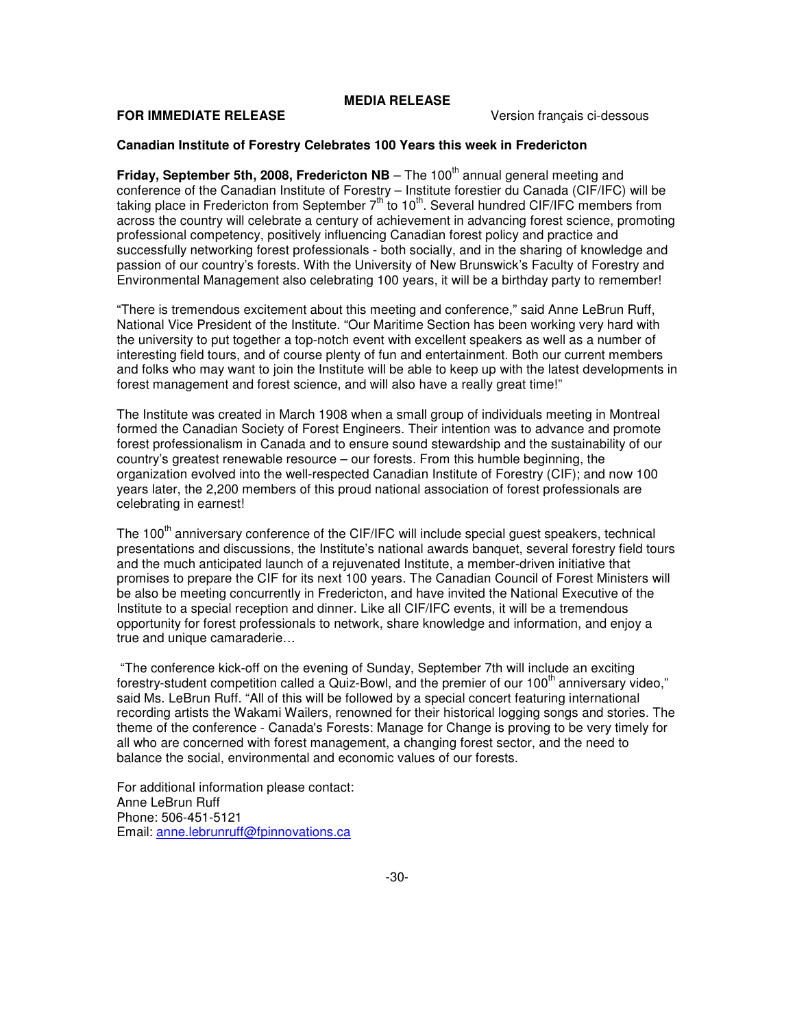**MEDIA RELEASE**

**FOR IMMEDIATE RELEASE** Version français ci-dessous

**Canadian Institute of Forestry Celebrates 100 Years this week in Fredericton**

**Friday, September 5th, 2008, Fredericton NB** – The 100th annual general meeting and conference of the Canadian Institute of Forestry – Institute forestier du Canada (CIF/IFC) will be taking place in Fredericton from September 7th to 10th. Several hundred CIF/IFC members from across the country will celebrate a century of achievement in advancing forest science, promoting professional competency, positively influencing Canadian forest policy and practice and successfully networking forest professionals - both socially, and in the sharing of knowledge and passion of our country's forests. With the University of New Brunswick's Faculty of Forestry and Environmental Management also celebrating 100 years, it will be a birthday party to remember!

"There is tremendous excitement about this meeting and conference," said Anne LeBrun Ruff, National Vice President of the Institute. "Our Maritime Section has been working very hard with the university to put together a top-notch event with excellent speakers as well as a number of interesting field tours, and of course plenty of fun and entertainment. Both our current members and folks who may want to join the Institute will be able to keep up with the latest developments in forest management and forest science, and will also have a really great time!"

The Institute was created in March 1908 when a small group of individuals meeting in Montreal formed the Canadian Society of Forest Engineers. Their intention was to advance and promote forest professionalism in Canada and to ensure sound stewardship and the sustainability of our country's greatest renewable resource – our forests. From this humble beginning, the organization evolved into the well-respected Canadian Institute of Forestry (CIF); and now 100 years later, the 2,200 members of this proud national association of forest professionals are celebrating in earnest!

The 100th anniversary conference of the CIF/IFC will include special guest speakers, technical presentations and discussions, the Institute's national awards banquet, several forestry field tours and the much anticipated launch of a rejuvenated Institute, a member-driven initiative that promises to prepare the CIF for its next 100 years. The Canadian Council of Forest Ministers will be also be meeting concurrently in Fredericton, and have invited the National Executive of the Institute to a special reception and dinner. Like all CIF/IFC events, it will be a tremendous opportunity for forest professionals to network, share knowledge and information, and enjoy a true and unique camaraderie…

"The conference kick-off on the evening of Sunday, September 7th will include an exciting forestry-student competition called a Quiz-Bowl, and the premier of our 100th anniversary video," said Ms. LeBrun Ruff. "All of this will be followed by a special concert featuring international recording artists the Wakami Wailers, renowned for their historical logging songs and stories. The theme of the conference - Canada's Forests: Manage for Change is proving to be very timely for all who are concerned with forest management, a changing forest sector, and the need to balance the social, environmental and economic values of our forests.

For additional information please contact:
Anne LeBrun Ruff
Phone: 506-451-5121
Email: anne.lebrunruff@fpinnovations.ca

-30-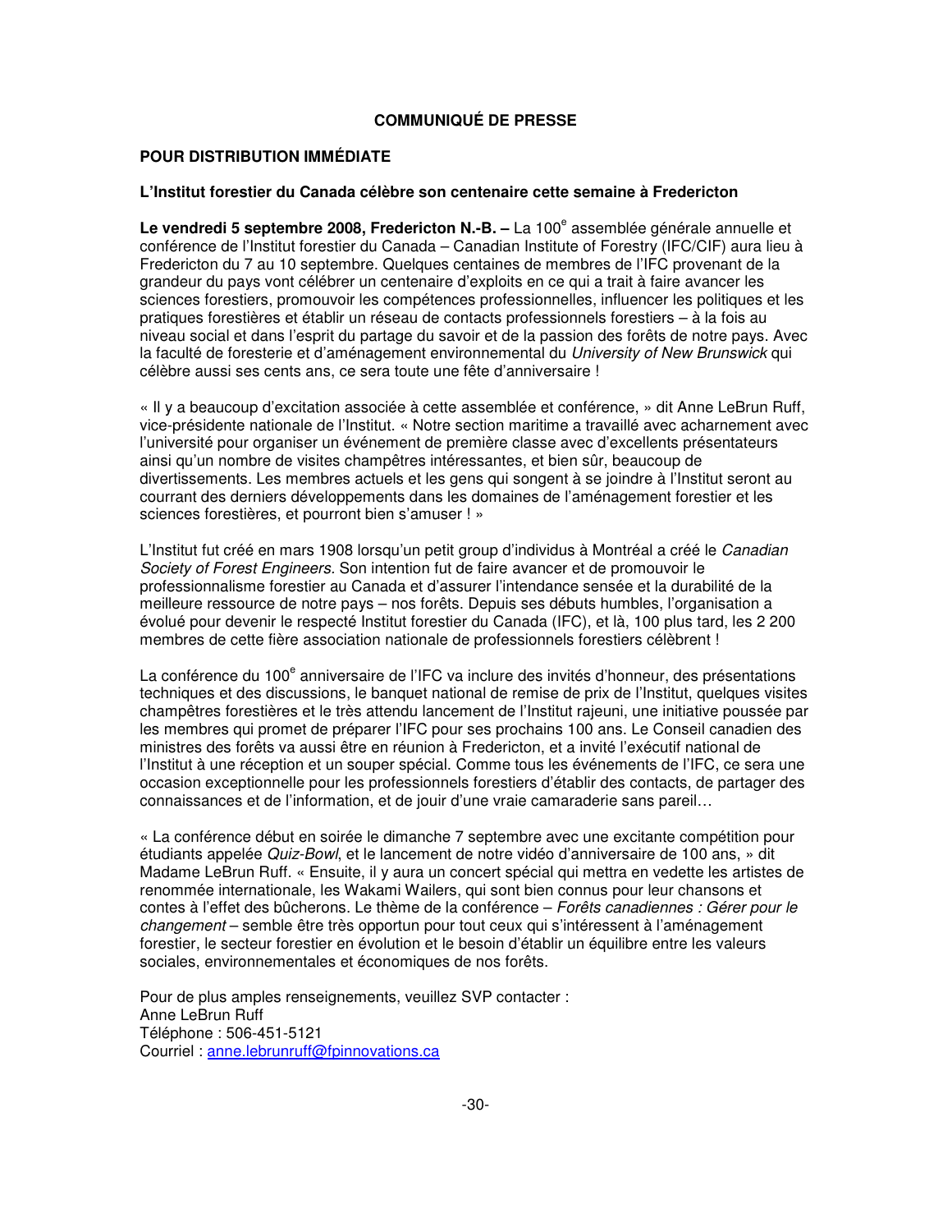**COMMUNIQUÉ DE PRESSE**

**POUR DISTRIBUTION IMMÉDIATE**

**L'Institut forestier du Canada célèbre son centenaire cette semaine à Fredericton**

**Le vendredi 5 septembre 2008, Fredericton N.-B. –** La 100$^{e}$ assemblée générale annuelle et conférence de l'Institut forestier du Canada – Canadian Institute of Forestry (IFC/CIF) aura lieu à Fredericton du 7 au 10 septembre. Quelques centaines de membres de l'IFC provenant de la grandeur du pays vont célébrer un centenaire d'exploits en ce qui a trait à faire avancer les sciences forestiers, promouvoir les compétences professionnelles, influencer les politiques et les pratiques forestières et établir un réseau de contacts professionnels forestiers – à la fois au niveau social et dans l'esprit du partage du savoir et de la passion des forêts de notre pays. Avec la faculté de foresterie et d'aménagement environnemental du *University of New Brunswick* qui célèbre aussi ses cents ans, ce sera toute une fête d'anniversaire !

« Il y a beaucoup d'excitation associée à cette assemblée et conférence, » dit Anne LeBrun Ruff, vice-présidente nationale de l'Institut. « Notre section maritime a travaillé avec acharnement avec l'université pour organiser un événement de première classe avec d'excellents présentateurs ainsi qu'un nombre de visites champêtres intéressantes, et bien sûr, beaucoup de divertissements. Les membres actuels et les gens qui songent à se joindre à l'Institut seront au courrant des derniers développements dans les domaines de l'aménagement forestier et les sciences forestières, et pourront bien s'amuser ! »

L'Institut fut créé en mars 1908 lorsqu'un petit group d'individus à Montréal a créé le *Canadian Society of Forest Engineers.* Son intention fut de faire avancer et de promouvoir le professionnalisme forestier au Canada et d'assurer l'intendance sensée et la durabilité de la meilleure ressource de notre pays – nos forêts. Depuis ses débuts humbles, l'organisation a évolué pour devenir le respecté Institut forestier du Canada (IFC), et là, 100 plus tard, les 2 200 membres de cette fière association nationale de professionnels forestiers célèbrent !

La conférence du 100$^{e}$ anniversaire de l'IFC va inclure des invités d'honneur, des présentations techniques et des discussions, le banquet national de remise de prix de l'Institut, quelques visites champêtres forestières et le très attendu lancement de l'Institut rajeuni, une initiative poussée par les membres qui promet de préparer l'IFC pour ses prochains 100 ans. Le Conseil canadien des ministres des forêts va aussi être en réunion à Fredericton, et a invité l'exécutif national de l'Institut à une réception et un souper spécial. Comme tous les événements de l'IFC, ce sera une occasion exceptionnelle pour les professionnels forestiers d'établir des contacts, de partager des connaissances et de l'information, et de jouir d'une vraie camaraderie sans pareil…

« La conférence début en soirée le dimanche 7 septembre avec une excitante compétition pour étudiants appelée *Quiz-Bowl*, et le lancement de notre vidéo d'anniversaire de 100 ans, » dit Madame LeBrun Ruff. « Ensuite, il y aura un concert spécial qui mettra en vedette les artistes de renommée internationale, les Wakami Wailers, qui sont bien connus pour leur chansons et contes à l'effet des bûcherons. Le thème de la conférence – *Forêts canadiennes : Gérer pour le changement* – semble être très opportun pour tout ceux qui s'intéressent à l'aménagement forestier, le secteur forestier en évolution et le besoin d'établir un équilibre entre les valeurs sociales, environnementales et économiques de nos forêts.

Pour de plus amples renseignements, veuillez SVP contacter :
Anne LeBrun Ruff
Téléphone : 506-451-5121
Courriel : anne.lebrunruff@fpinnovations.ca